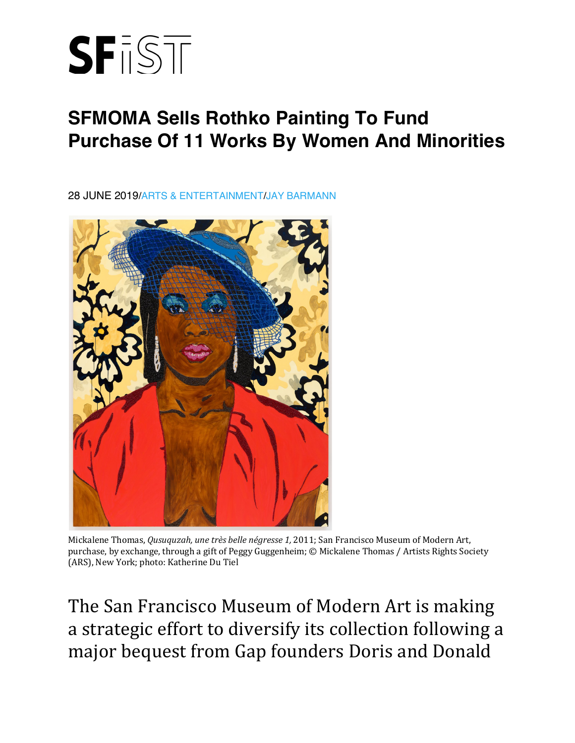# SFiST

## SFMOMA Sells Rothko Painting To Fund Purchase Of 11 Works By Women And Minorities

28 JUNE 2019/ARTS & ENTERTAINMENT/JAY BARMANN

Mickalene Thomas, *Qusuquzah, une très belle négresse 1,* 2011; San Francisco Museum of Modern Art, purchase, by exchange, through a gift of Peggy Guggenheim; © Mickalene Thomas / Artists Rights Society (ARS), New York; photo: Katherine Du Tiel

The San Francisco Museum of Modern Art is making a strategic effort to diversify its collection following a major bequest from Gap founders Doris and Donald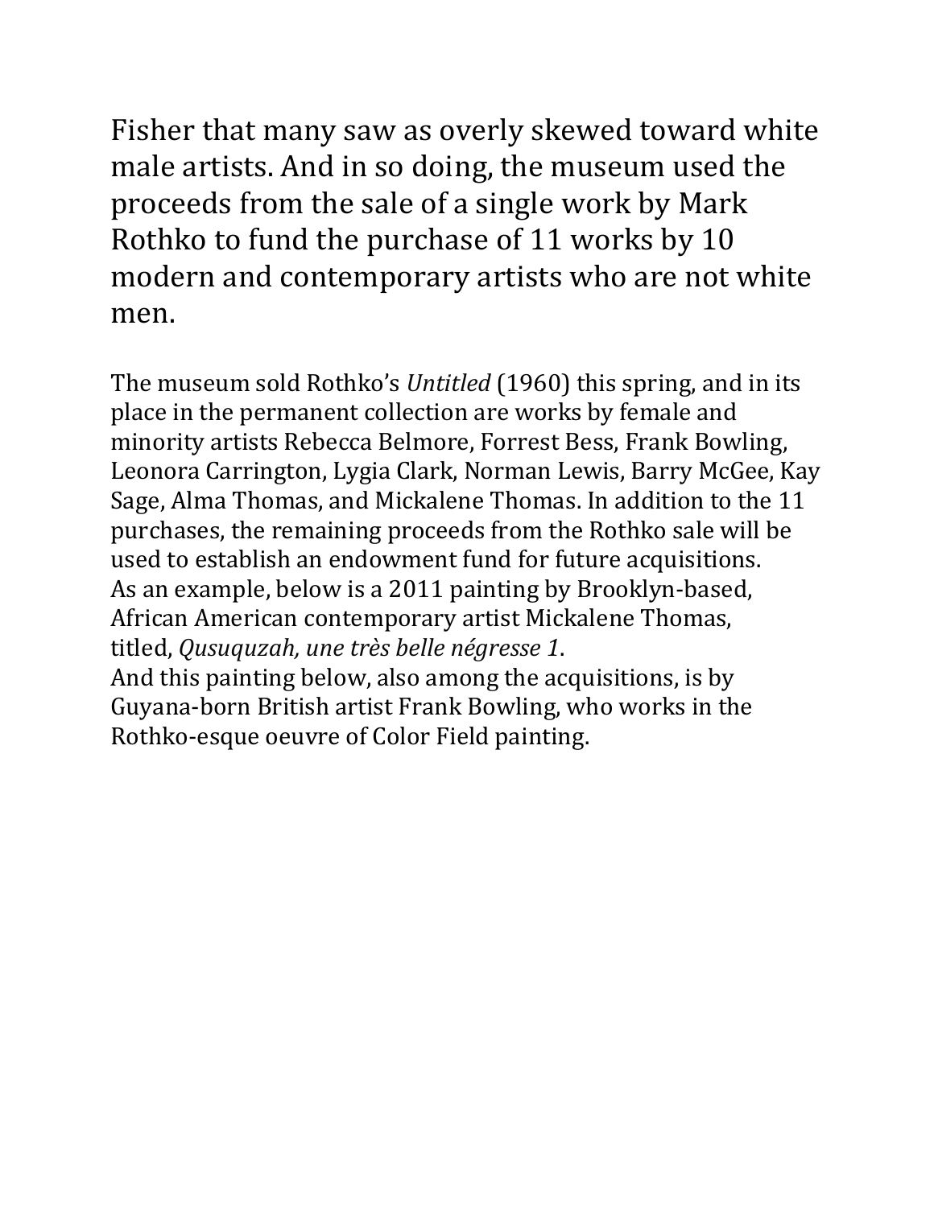Fisher that many saw as overly skewed toward white male artists. And in so doing, the museum used the proceeds from the sale of a single work by Mark Rothko to fund the purchase of 11 works by 10 modern and contemporary artists who are not white men.

The museum sold Rothko's *Untitled* (1960) this spring, and in its place in the permanent collection are works by female and minority artists Rebecca Belmore, Forrest Bess, Frank Bowling, Leonora Carrington, Lygia Clark, Norman Lewis, Barry McGee, Kay Sage, Alma Thomas, and Mickalene Thomas. In addition to the 11 purchases, the remaining proceeds from the Rothko sale will be used to establish an endowment fund for future acquisitions.
As an example, below is a 2011 painting by Brooklyn-based, African American contemporary artist Mickalene Thomas, titled, *Qusuquzah, une très belle négresse 1*.
And this painting below, also among the acquisitions, is by Guyana-born British artist Frank Bowling, who works in the Rothko-esque oeuvre of Color Field painting.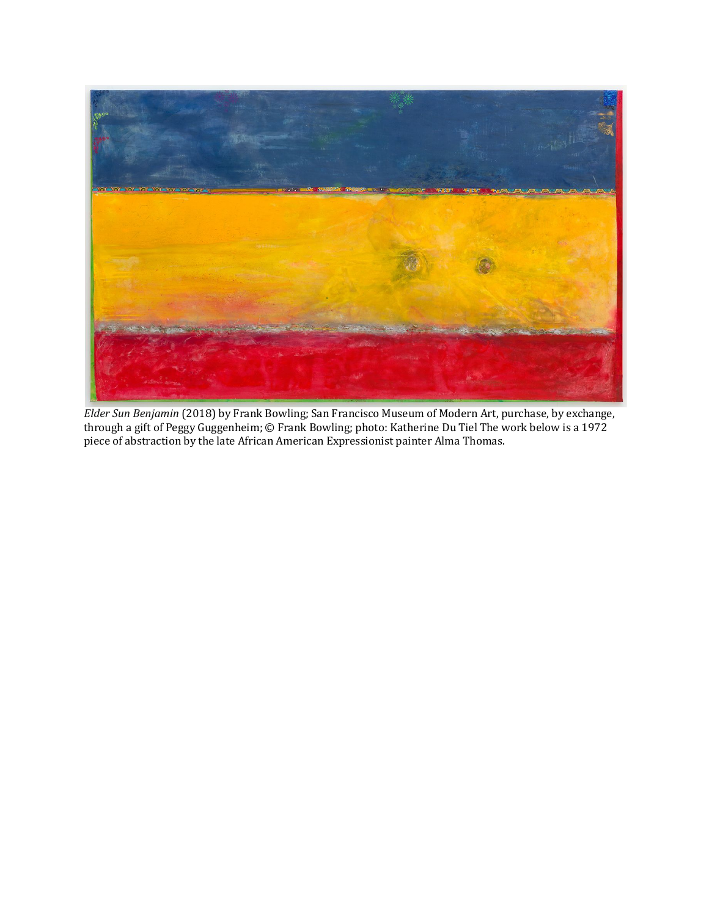*Elder Sun Benjamin* (2018) by Frank Bowling; San Francisco Museum of Modern Art, purchase, by exchange, through a gift of Peggy Guggenheim; © Frank Bowling; photo: Katherine Du Tiel The work below is a 1972 piece of abstraction by the late African American Expressionist painter Alma Thomas.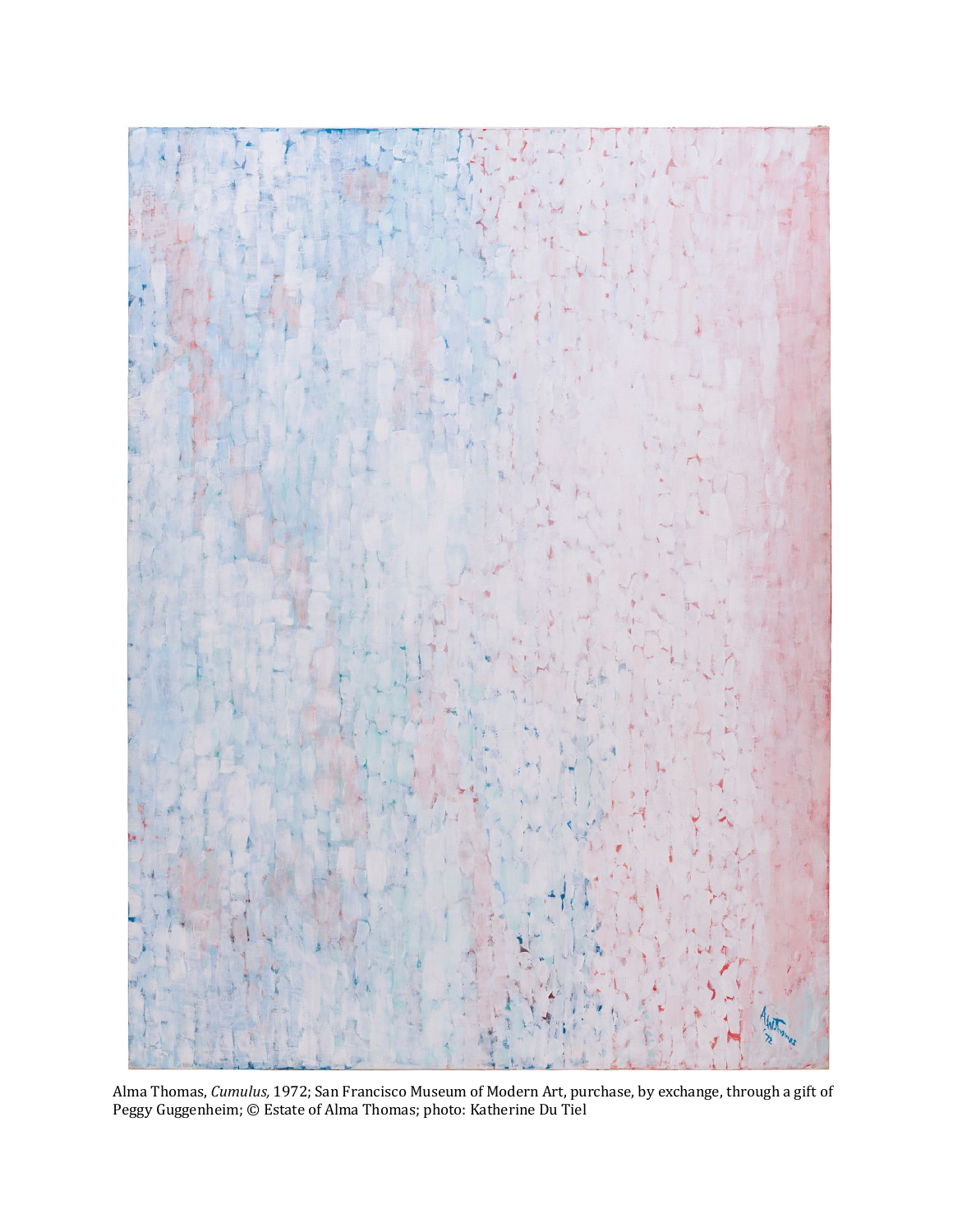Alma Thomas, *Cumulus,* 1972; San Francisco Museum of Modern Art, purchase, by exchange, through a gift of Peggy Guggenheim; © Estate of Alma Thomas; photo: Katherine Du Tiel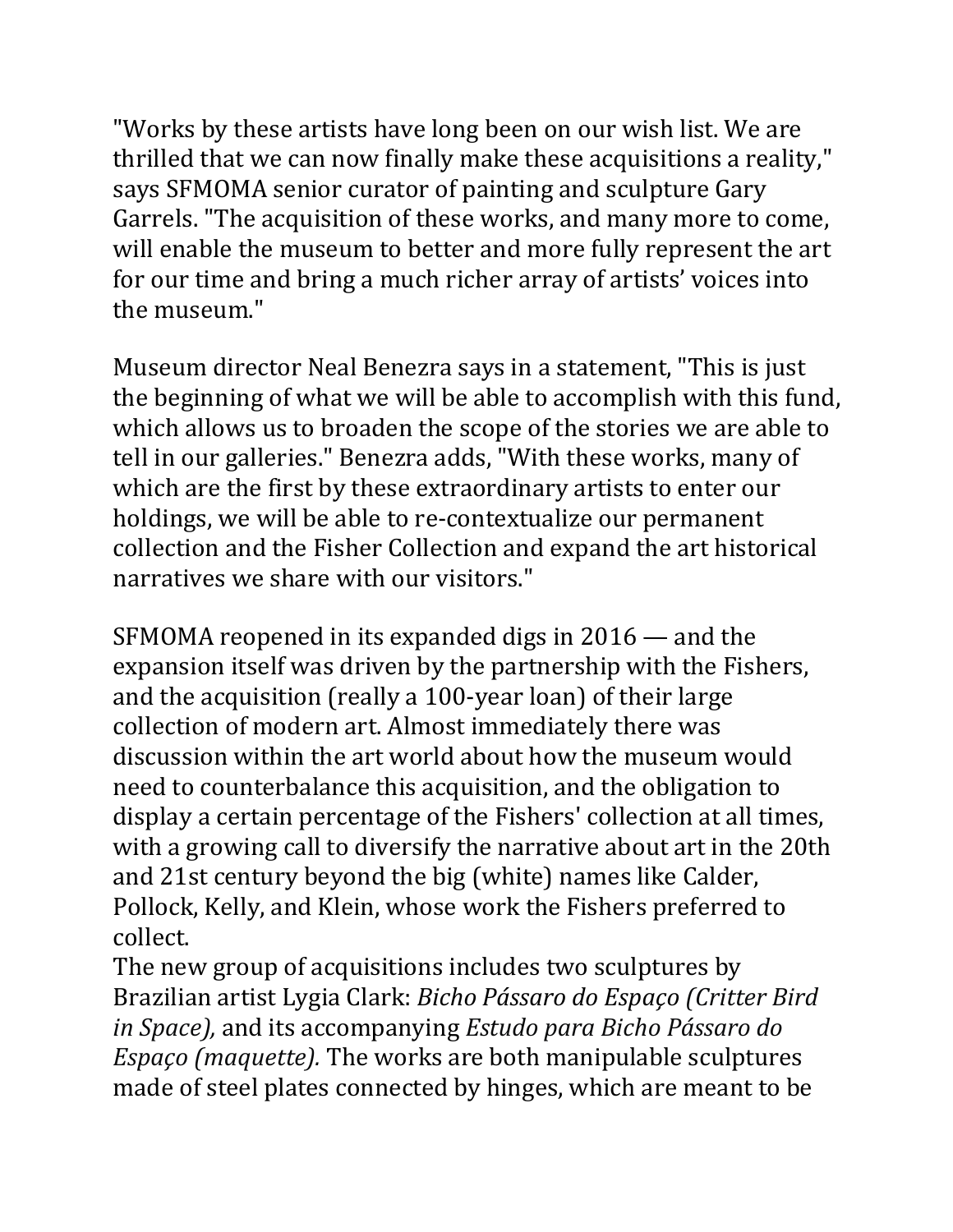"Works by these artists have long been on our wish list. We are thrilled that we can now finally make these acquisitions a reality," says SFMOMA senior curator of painting and sculpture Gary Garrels. "The acquisition of these works, and many more to come, will enable the museum to better and more fully represent the art for our time and bring a much richer array of artists' voices into the museum."

Museum director Neal Benezra says in a statement, "This is just the beginning of what we will be able to accomplish with this fund, which allows us to broaden the scope of the stories we are able to tell in our galleries." Benezra adds, "With these works, many of which are the first by these extraordinary artists to enter our holdings, we will be able to re-contextualize our permanent collection and the Fisher Collection and expand the art historical narratives we share with our visitors."

SFMOMA reopened in its expanded digs in 2016 — and the expansion itself was driven by the partnership with the Fishers, and the acquisition (really a 100-year loan) of their large collection of modern art. Almost immediately there was discussion within the art world about how the museum would need to counterbalance this acquisition, and the obligation to display a certain percentage of the Fishers' collection at all times, with a growing call to diversify the narrative about art in the 20th and 21st century beyond the big (white) names like Calder, Pollock, Kelly, and Klein, whose work the Fishers preferred to collect.

The new group of acquisitions includes two sculptures by Brazilian artist Lygia Clark: *Bicho Pássaro do Espaço (Critter Bird in Space),* and its accompanying *Estudo para Bicho Pássaro do Espaço (maquette).* The works are both manipulable sculptures made of steel plates connected by hinges, which are meant to be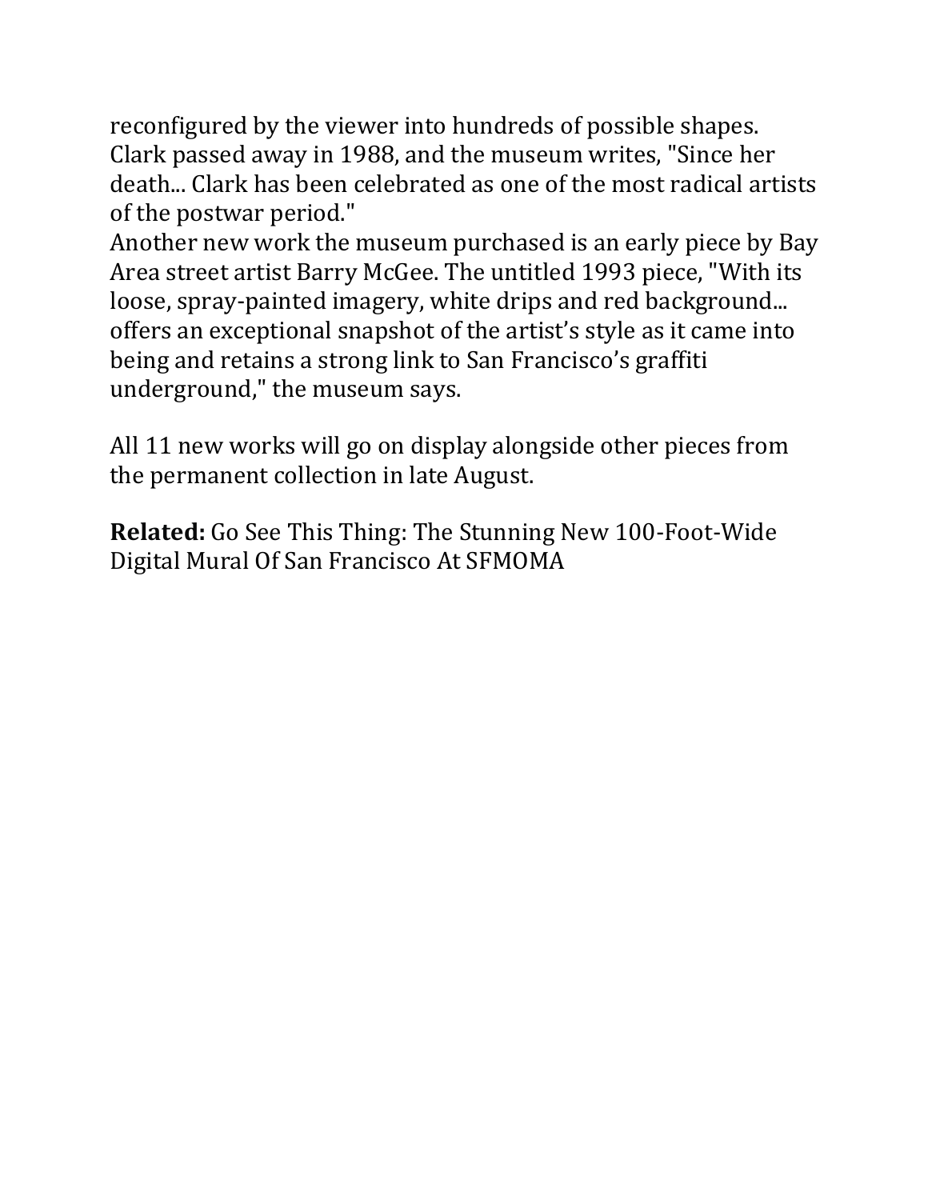reconfigured by the viewer into hundreds of possible shapes. Clark passed away in 1988, and the museum writes, "Since her death... Clark has been celebrated as one of the most radical artists of the postwar period."

Another new work the museum purchased is an early piece by Bay Area street artist Barry McGee. The untitled 1993 piece, "With its loose, spray-painted imagery, white drips and red background... offers an exceptional snapshot of the artist's style as it came into being and retains a strong link to San Francisco's graffiti underground," the museum says.

All 11 new works will go on display alongside other pieces from the permanent collection in late August.

**Related:** Go See This Thing: The Stunning New 100-Foot-Wide Digital Mural Of San Francisco At SFMOMA